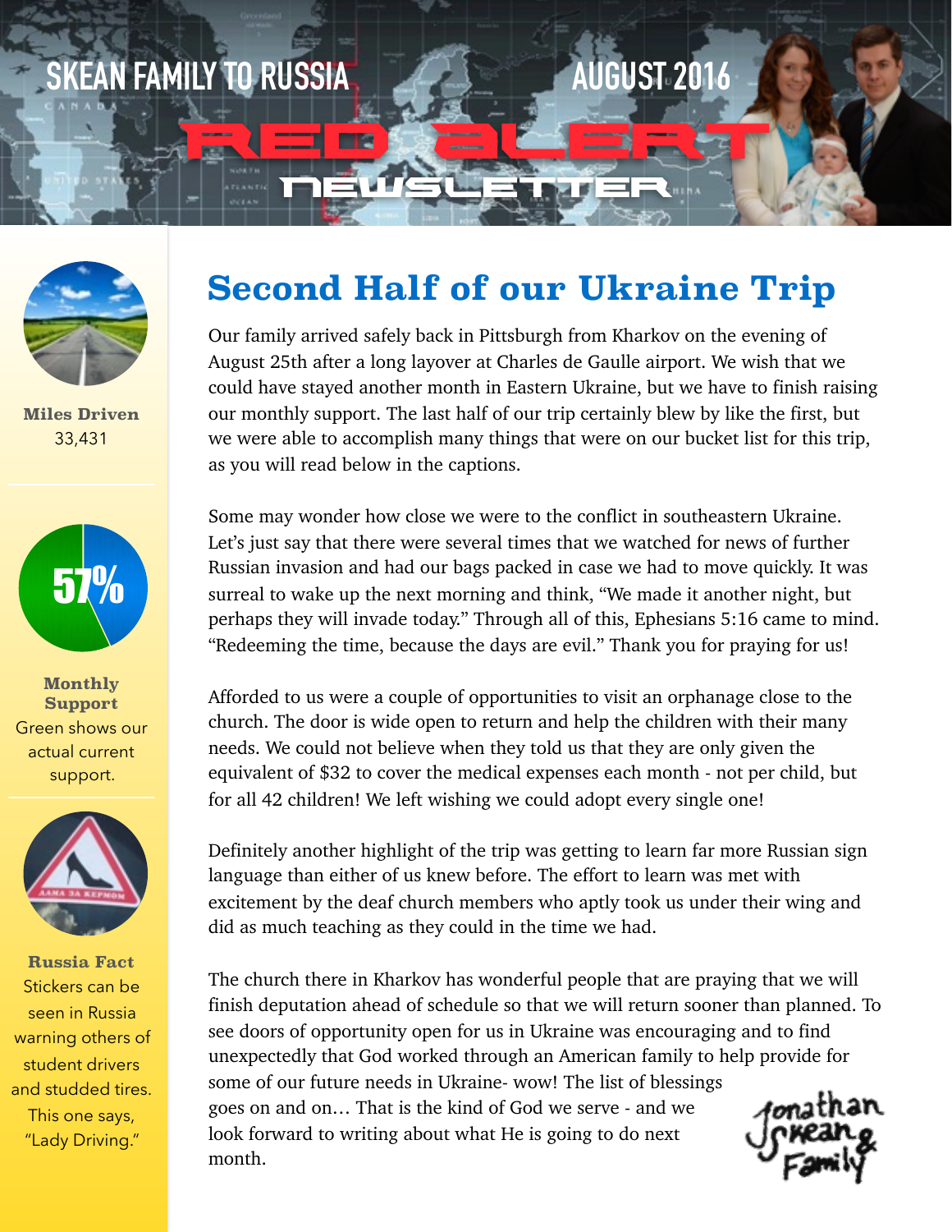# SKEAN FAMILY TO RUSSIA — AUGUST 2016

# RED ALERT NEWSLETTER

**Miles Driven**
33,431

57%

**Monthly Support**
Green shows our actual current support.

**Russia Fact**
Stickers can be seen in Russia warning others of student drivers and studded tires. This one says, "Lady Driving."

## Second Half of our Ukraine Trip

Our family arrived safely back in Pittsburgh from Kharkov on the evening of August 25th after a long layover at Charles de Gaulle airport. We wish that we could have stayed another month in Eastern Ukraine, but we have to finish raising our monthly support. The last half of our trip certainly blew by like the first, but we were able to accomplish many things that were on our bucket list for this trip, as you will read below in the captions.

Some may wonder how close we were to the conflict in southeastern Ukraine. Let's just say that there were several times that we watched for news of further Russian invasion and had our bags packed in case we had to move quickly. It was surreal to wake up the next morning and think, "We made it another night, but perhaps they will invade today." Through all of this, Ephesians 5:16 came to mind. "Redeeming the time, because the days are evil." Thank you for praying for us!

Afforded to us were a couple of opportunities to visit an orphanage close to the church. The door is wide open to return and help the children with their many needs. We could not believe when they told us that they are only given the equivalent of $32 to cover the medical expenses each month - not per child, but for all 42 children! We left wishing we could adopt every single one!

Definitely another highlight of the trip was getting to learn far more Russian sign language than either of us knew before. The effort to learn was met with excitement by the deaf church members who aptly took us under their wing and did as much teaching as they could in the time we had.

The church there in Kharkov has wonderful people that are praying that we will finish deputation ahead of schedule so that we will return sooner than planned. To see doors of opportunity open for us in Ukraine was encouraging and to find unexpectedly that God worked through an American family to help provide for some of our future needs in Ukraine- wow! The list of blessings goes on and on… That is the kind of God we serve - and we look forward to writing about what He is going to do next month.

Jonathan Skean & Family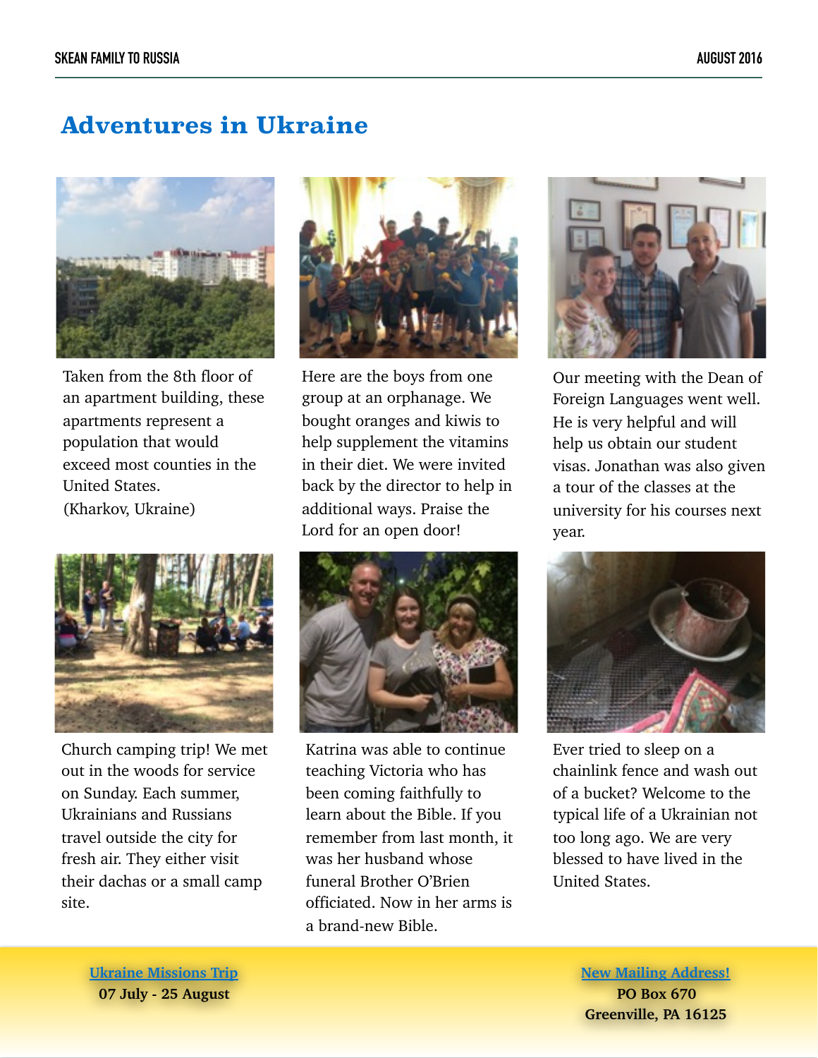# Adventures in Ukraine

Taken from the 8th floor of an apartment building, these apartments represent a population that would exceed most counties in the United States.
(Kharkov, Ukraine)

Here are the boys from one group at an orphanage. We bought oranges and kiwis to help supplement the vitamins in their diet. We were invited back by the director to help in additional ways. Praise the Lord for an open door!

Our meeting with the Dean of Foreign Languages went well. He is very helpful and will help us obtain our student visas. Jonathan was also given a tour of the classes at the university for his courses next year.

Church camping trip! We met out in the woods for service on Sunday. Each summer, Ukrainians and Russians travel outside the city for fresh air. They either visit their dachas or a small camp site.

Katrina was able to continue teaching Victoria who has been coming faithfully to learn about the Bible. If you remember from last month, it was her husband whose funeral Brother O'Brien officiated. Now in her arms is a brand-new Bible.

Ever tried to sleep on a chainlink fence and wash out of a bucket? Welcome to the typical life of a Ukrainian not too long ago. We are very blessed to have lived in the United States.

**Ukraine Missions Trip**
**07 July - 25 August**

**New Mailing Address!**
**PO Box 670**
**Greenville, PA 16125**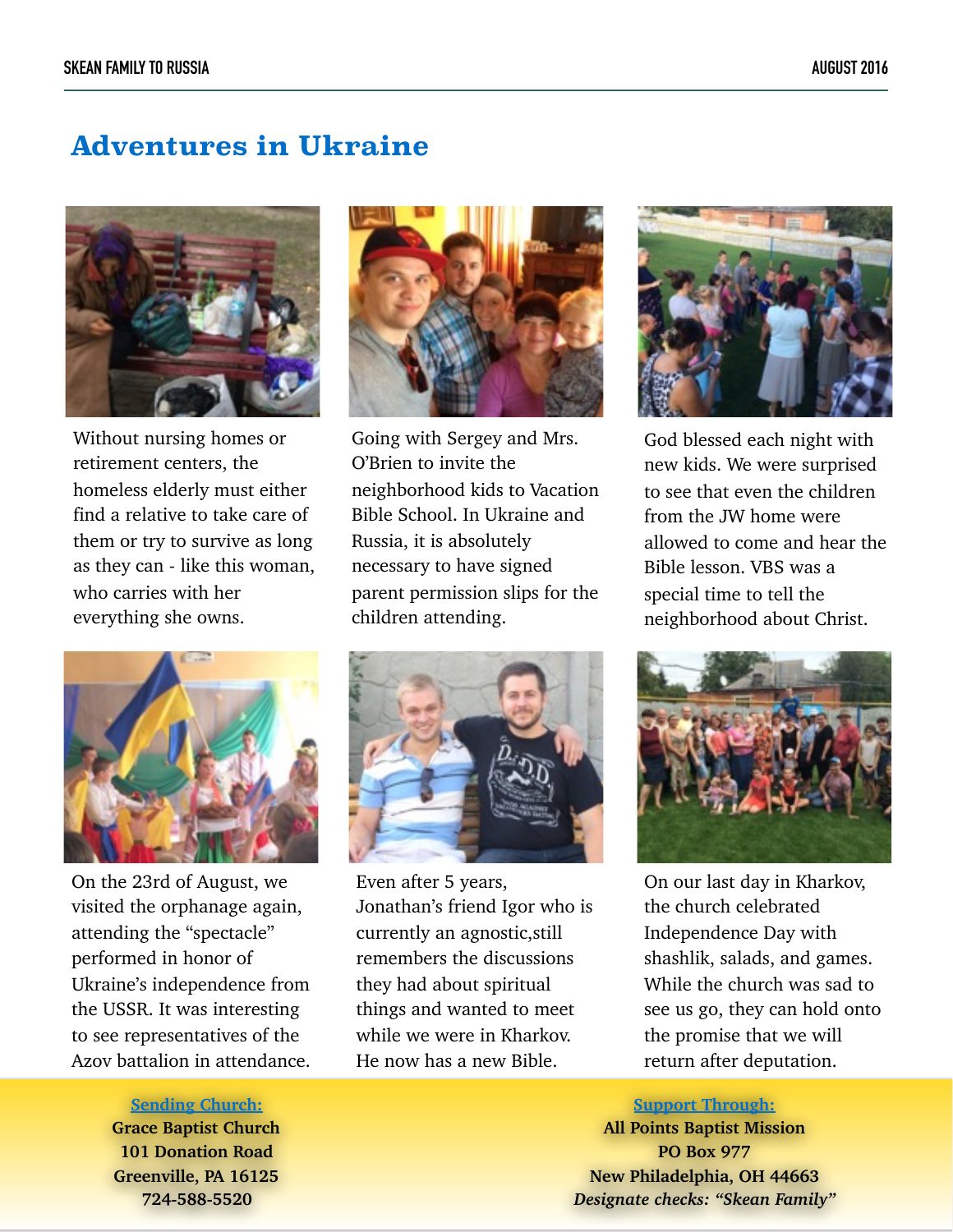# Adventures in Ukraine

Without nursing homes or retirement centers, the homeless elderly must either find a relative to take care of them or try to survive as long as they can - like this woman, who carries with her everything she owns.

Going with Sergey and Mrs. O'Brien to invite the neighborhood kids to Vacation Bible School. In Ukraine and Russia, it is absolutely necessary to have signed parent permission slips for the children attending.

God blessed each night with new kids. We were surprised to see that even the children from the JW home were allowed to come and hear the Bible lesson. VBS was a special time to tell the neighborhood about Christ.

On the 23rd of August, we visited the orphanage again, attending the "spectacle" performed in honor of Ukraine's independence from the USSR. It was interesting to see representatives of the Azov battalion in attendance.

Even after 5 years, Jonathan's friend Igor who is currently an agnostic,still remembers the discussions they had about spiritual things and wanted to meet while we were in Kharkov. He now has a new Bible.

On our last day in Kharkov, the church celebrated Independence Day with shashlik, salads, and games. While the church was sad to see us go, they can hold onto the promise that we will return after deputation.

**Sending Church:**
**Grace Baptist Church**
**101 Donation Road**
**Greenville, PA 16125**
**724-588-5520**

**Support Through:**
**All Points Baptist Mission**
**PO Box 977**
**New Philadelphia, OH 44663**
***Designate checks: "Skean Family"***